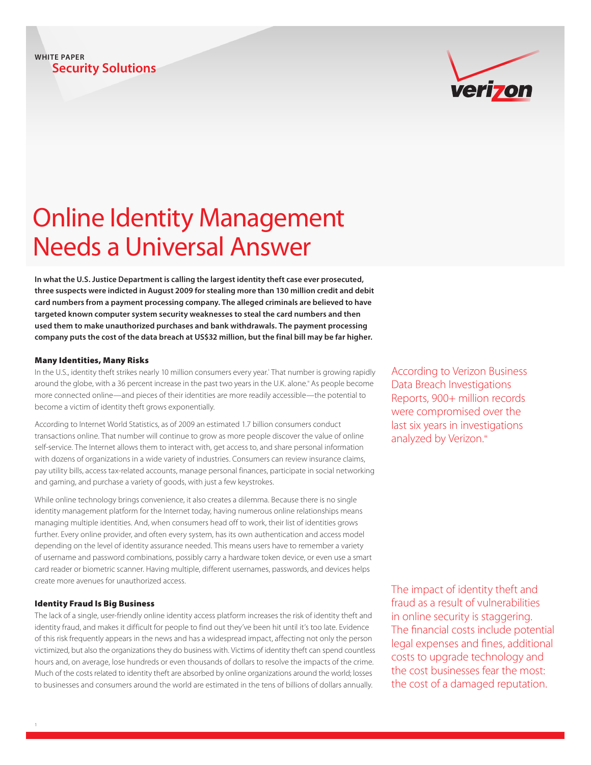WHITE PAPER

Security Solutions

# Online Identity Management Needs a Universal Answer

**In what the U.S. Justice Department is calling the largest identity theft case ever prosecuted, three suspects were indicted in August 2009 for stealing more than 130 million credit and debit card numbers from a payment processing company. The alleged criminals are believed to have targeted known computer system security weaknesses to steal the card numbers and then used them to make unauthorized purchases and bank withdrawals. The payment processing company puts the cost of the data breach at US$32 million, but the final bill may be far higher.**

## Many Identities, Many Risks

In the U.S., identity theft strikes nearly 10 million consumers every year.[i] That number is growing rapidly around the globe, with a 36 percent increase in the past two years in the U.K. alone.[ii] As people become more connected online—and pieces of their identities are more readily accessible—the potential to become a victim of identity theft grows exponentially.

According to Internet World Statistics, as of 2009 an estimated 1.7 billion consumers conduct transactions online. That number will continue to grow as more people discover the value of online self-service. The Internet allows them to interact with, get access to, and share personal information with dozens of organizations in a wide variety of industries. Consumers can review insurance claims, pay utility bills, access tax-related accounts, manage personal finances, participate in social networking and gaming, and purchase a variety of goods, with just a few keystrokes.

While online technology brings convenience, it also creates a dilemma. Because there is no single identity management platform for the Internet today, having numerous online relationships means managing multiple identities. And, when consumers head off to work, their list of identities grows further. Every online provider, and often every system, has its own authentication and access model depending on the level of identity assurance needed. This means users have to remember a variety of username and password combinations, possibly carry a hardware token device, or even use a smart card reader or biometric scanner. Having multiple, different usernames, passwords, and devices helps create more avenues for unauthorized access.

According to Verizon Business Data Breach Investigations Reports, 900+ million records were compromised over the last six years in investigations analyzed by Verizon.[iii]

## Identity Fraud Is Big Business

The lack of a single, user-friendly online identity access platform increases the risk of identity theft and identity fraud, and makes it difficult for people to find out they've been hit until it's too late. Evidence of this risk frequently appears in the news and has a widespread impact, affecting not only the person victimized, but also the organizations they do business with. Victims of identity theft can spend countless hours and, on average, lose hundreds or even thousands of dollars to resolve the impacts of the crime. Much of the costs related to identity theft are absorbed by online organizations around the world; losses to businesses and consumers around the world are estimated in the tens of billions of dollars annually.

The impact of identity theft and fraud as a result of vulnerabilities in online security is staggering. The financial costs include potential legal expenses and fines, additional costs to upgrade technology and the cost businesses fear the most: the cost of a damaged reputation.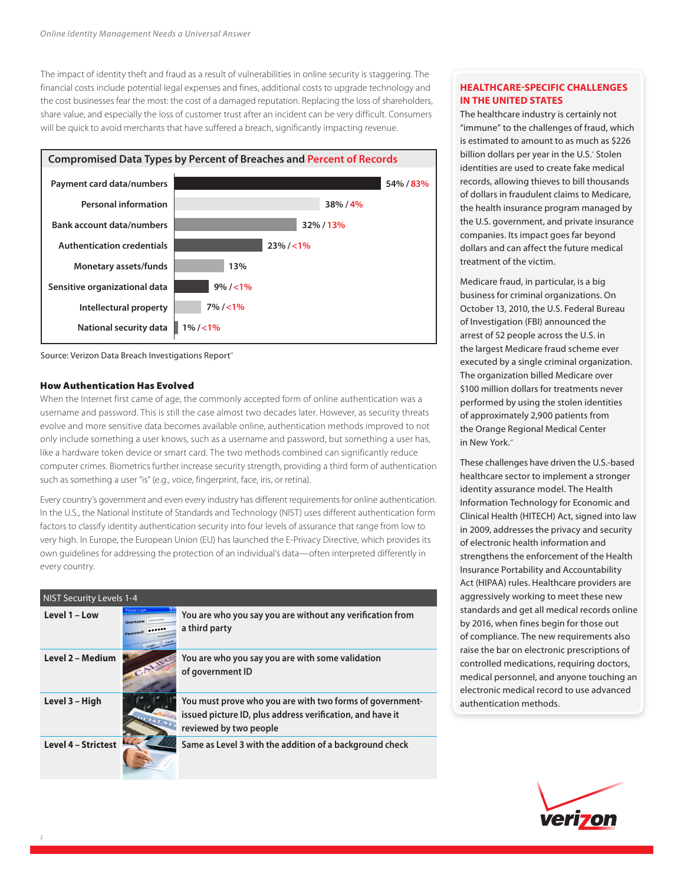The impact of identity theft and fraud as a result of vulnerabilities in online security is staggering. The financial costs include potential legal expenses and fines, additional costs to upgrade technology and the cost businesses fear the most: the cost of a damaged reputation. Replacing the loss of shareholders, share value, and especially the loss of customer trust after an incident can be very difficult. Consumers will be quick to avoid merchants that have suffered a breach, significantly impacting revenue.

**Compromised Data Types by Percent of Breaches and Percent of Records**

| Data Type | Percent of Breaches / Percent of Records |
|---|---|
| Payment card data/numbers | 54% / 83% |
| Personal information | 38% / 4% |
| Bank account data/numbers | 32% / 13% |
| Authentication credentials | 23% / <1% |
| Monetary assets/funds | 13% |
| Sensitive organizational data | 9% / <1% |
| Intellectual property | 7% / <1% |
| National security data | 1% / <1% |

Source: Verizon Data Breach Investigations Report[ii]

### How Authentication Has Evolved

When the Internet first came of age, the commonly accepted form of online authentication was a username and password. This is still the case almost two decades later. However, as security threats evolve and more sensitive data becomes available online, authentication methods improved to not only include something a user knows, such as a username and password, but something a user has, like a hardware token device or smart card. The two methods combined can significantly reduce computer crimes. Biometrics further increase security strength, providing a third form of authentication such as something a user "is" (e.g., voice, fingerprint, face, iris, or retina).

Every country's government and even every industry has different requirements for online authentication. In the U.S., the National Institute of Standards and Technology (NIST) uses different authentication form factors to classify identity authentication security into four levels of assurance that range from low to very high. In Europe, the European Union (EU) has launched the E-Privacy Directive, which provides its own guidelines for addressing the protection of an individual's data—often interpreted differently in every country.

| NIST Security Levels 1-4 | |
|---|---|
| **Level 1 – Low** | You are who you say you are without any verification from a third party |
| **Level 2 – Medium** | You are who you say you are with some validation of government ID |
| **Level 3 – High** | You must prove who you are with two forms of government-issued picture ID, plus address verification, and have it reviewed by two people |
| **Level 4 – Strictest** | Same as Level 3 with the addition of a background check |

### HEALTHCARE-SPECIFIC CHALLENGES IN THE UNITED STATES

The healthcare industry is certainly not "immune" to the challenges of fraud, which is estimated to amount to as much as $226 billion dollars per year in the U.S.[v] Stolen identities are used to create fake medical records, allowing thieves to bill thousands of dollars in fraudulent claims to Medicare, the health insurance program managed by the U.S. government, and private insurance companies. Its impact goes far beyond dollars and can affect the future medical treatment of the victim.

Medicare fraud, in particular, is a big business for criminal organizations. On October 13, 2010, the U.S. Federal Bureau of Investigation (FBI) announced the arrest of 52 people across the U.S. in the largest Medicare fraud scheme ever executed by a single criminal organization. The organization billed Medicare over $100 million dollars for treatments never performed by using the stolen identities of approximately 2,900 patients from the Orange Regional Medical Center in New York.[vi]

These challenges have driven the U.S.-based healthcare sector to implement a stronger identity assurance model. The Health Information Technology for Economic and Clinical Health (HITECH) Act, signed into law in 2009, addresses the privacy and security of electronic health information and strengthens the enforcement of the Health Insurance Portability and Accountability Act (HIPAA) rules. Healthcare providers are aggressively working to meet these new standards and get all medical records online by 2016, when fines begin for those out of compliance. The new requirements also raise the bar on electronic prescriptions of controlled medications, requiring doctors, medical personnel, and anyone touching an electronic medical record to use advanced authentication methods.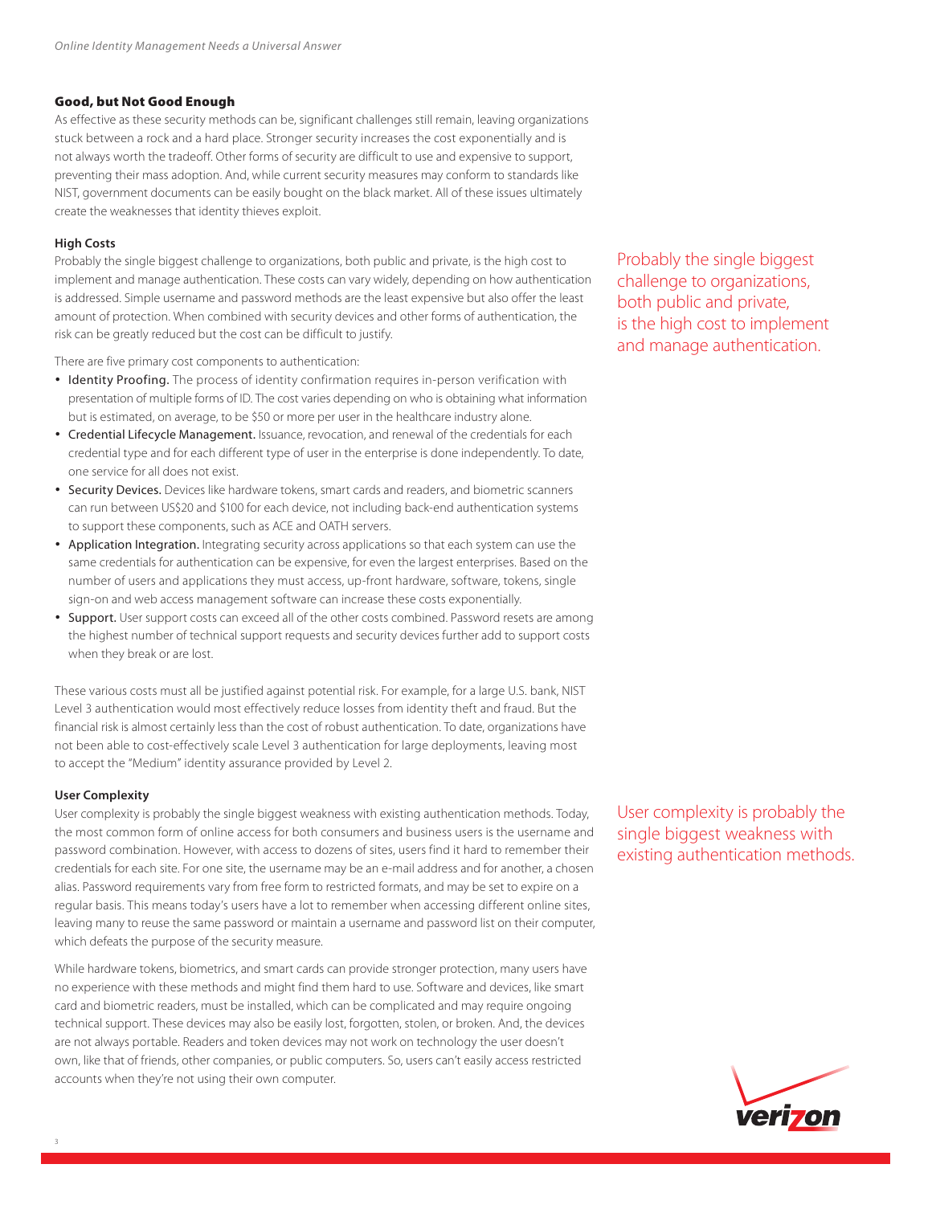## Good, but Not Good Enough

As effective as these security methods can be, significant challenges still remain, leaving organizations stuck between a rock and a hard place. Stronger security increases the cost exponentially and is not always worth the tradeoff. Other forms of security are difficult to use and expensive to support, preventing their mass adoption. And, while current security measures may conform to standards like NIST, government documents can be easily bought on the black market. All of these issues ultimately create the weaknesses that identity thieves exploit.

### High Costs

Probably the single biggest challenge to organizations, both public and private, is the high cost to implement and manage authentication. These costs can vary widely, depending on how authentication is addressed. Simple username and password methods are the least expensive but also offer the least amount of protection. When combined with security devices and other forms of authentication, the risk can be greatly reduced but the cost can be difficult to justify.

> Probably the single biggest challenge to organizations, both public and private, is the high cost to implement and manage authentication.

There are five primary cost components to authentication:

- **Identity Proofing.** The process of identity confirmation requires in-person verification with presentation of multiple forms of ID. The cost varies depending on who is obtaining what information but is estimated, on average, to be $50 or more per user in the healthcare industry alone.
- **Credential Lifecycle Management.** Issuance, revocation, and renewal of the credentials for each credential type and for each different type of user in the enterprise is done independently. To date, one service for all does not exist.
- **Security Devices.** Devices like hardware tokens, smart cards and readers, and biometric scanners can run between US$20 and $100 for each device, not including back-end authentication systems to support these components, such as ACE and OATH servers.
- **Application Integration.** Integrating security across applications so that each system can use the same credentials for authentication can be expensive, for even the largest enterprises. Based on the number of users and applications they must access, up-front hardware, software, tokens, single sign-on and web access management software can increase these costs exponentially.
- **Support.** User support costs can exceed all of the other costs combined. Password resets are among the highest number of technical support requests and security devices further add to support costs when they break or are lost.

These various costs must all be justified against potential risk. For example, for a large U.S. bank, NIST Level 3 authentication would most effectively reduce losses from identity theft and fraud. But the financial risk is almost certainly less than the cost of robust authentication. To date, organizations have not been able to cost-effectively scale Level 3 authentication for large deployments, leaving most to accept the "Medium" identity assurance provided by Level 2.

### User Complexity

User complexity is probably the single biggest weakness with existing authentication methods. Today, the most common form of online access for both consumers and business users is the username and password combination. However, with access to dozens of sites, users find it hard to remember their credentials for each site. For one site, the username may be an e-mail address and for another, a chosen alias. Password requirements vary from free form to restricted formats, and may be set to expire on a regular basis. This means today's users have a lot to remember when accessing different online sites, leaving many to reuse the same password or maintain a username and password list on their computer, which defeats the purpose of the security measure.

> User complexity is probably the single biggest weakness with existing authentication methods.

While hardware tokens, biometrics, and smart cards can provide stronger protection, many users have no experience with these methods and might find them hard to use. Software and devices, like smart card and biometric readers, must be installed, which can be complicated and may require ongoing technical support. These devices may also be easily lost, forgotten, stolen, or broken. And, the devices are not always portable. Readers and token devices may not work on technology the user doesn't own, like that of friends, other companies, or public computers. So, users can't easily access restricted accounts when they're not using their own computer.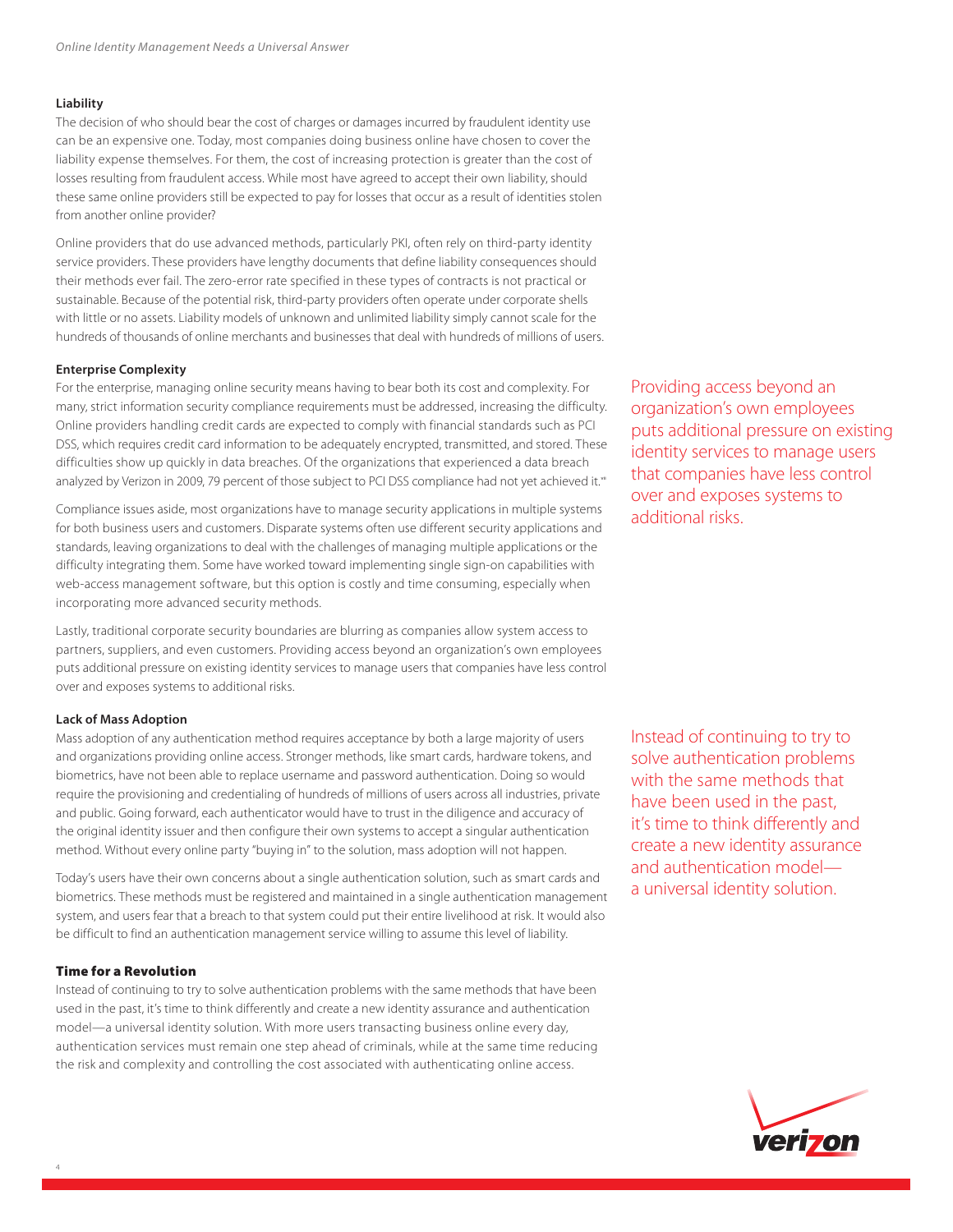**Liability**

The decision of who should bear the cost of charges or damages incurred by fraudulent identity use can be an expensive one. Today, most companies doing business online have chosen to cover the liability expense themselves. For them, the cost of increasing protection is greater than the cost of losses resulting from fraudulent access. While most have agreed to accept their own liability, should these same online providers still be expected to pay for losses that occur as a result of identities stolen from another online provider?

Online providers that do use advanced methods, particularly PKI, often rely on third-party identity service providers. These providers have lengthy documents that define liability consequences should their methods ever fail. The zero-error rate specified in these types of contracts is not practical or sustainable. Because of the potential risk, third-party providers often operate under corporate shells with little or no assets. Liability models of unknown and unlimited liability simply cannot scale for the hundreds of thousands of online merchants and businesses that deal with hundreds of millions of users.

**Enterprise Complexity**

For the enterprise, managing online security means having to bear both its cost and complexity. For many, strict information security compliance requirements must be addressed, increasing the difficulty. Online providers handling credit cards are expected to comply with financial standards such as PCI DSS, which requires credit card information to be adequately encrypted, transmitted, and stored. These difficulties show up quickly in data breaches. Of the organizations that experienced a data breach analyzed by Verizon in 2009, 79 percent of those subject to PCI DSS compliance had not yet achieved it.[iii]

Compliance issues aside, most organizations have to manage security applications in multiple systems for both business users and customers. Disparate systems often use different security applications and standards, leaving organizations to deal with the challenges of managing multiple applications or the difficulty integrating them. Some have worked toward implementing single sign-on capabilities with web-access management software, but this option is costly and time consuming, especially when incorporating more advanced security methods.

Lastly, traditional corporate security boundaries are blurring as companies allow system access to partners, suppliers, and even customers. Providing access beyond an organization's own employees puts additional pressure on existing identity services to manage users that companies have less control over and exposes systems to additional risks.

> Providing access beyond an organization's own employees puts additional pressure on existing identity services to manage users that companies have less control over and exposes systems to additional risks.

**Lack of Mass Adoption**

Mass adoption of any authentication method requires acceptance by both a large majority of users and organizations providing online access. Stronger methods, like smart cards, hardware tokens, and biometrics, have not been able to replace username and password authentication. Doing so would require the provisioning and credentialing of hundreds of millions of users across all industries, private and public. Going forward, each authenticator would have to trust in the diligence and accuracy of the original identity issuer and then configure their own systems to accept a singular authentication method. Without every online party "buying in" to the solution, mass adoption will not happen.

Today's users have their own concerns about a single authentication solution, such as smart cards and biometrics. These methods must be registered and maintained in a single authentication management system, and users fear that a breach to that system could put their entire livelihood at risk. It would also be difficult to find an authentication management service willing to assume this level of liability.

> Instead of continuing to try to solve authentication problems with the same methods that have been used in the past, it's time to think differently and create a new identity assurance and authentication model—a universal identity solution.

## Time for a Revolution

Instead of continuing to try to solve authentication problems with the same methods that have been used in the past, it's time to think differently and create a new identity assurance and authentication model—a universal identity solution. With more users transacting business online every day, authentication services must remain one step ahead of criminals, while at the same time reducing the risk and complexity and controlling the cost associated with authenticating online access.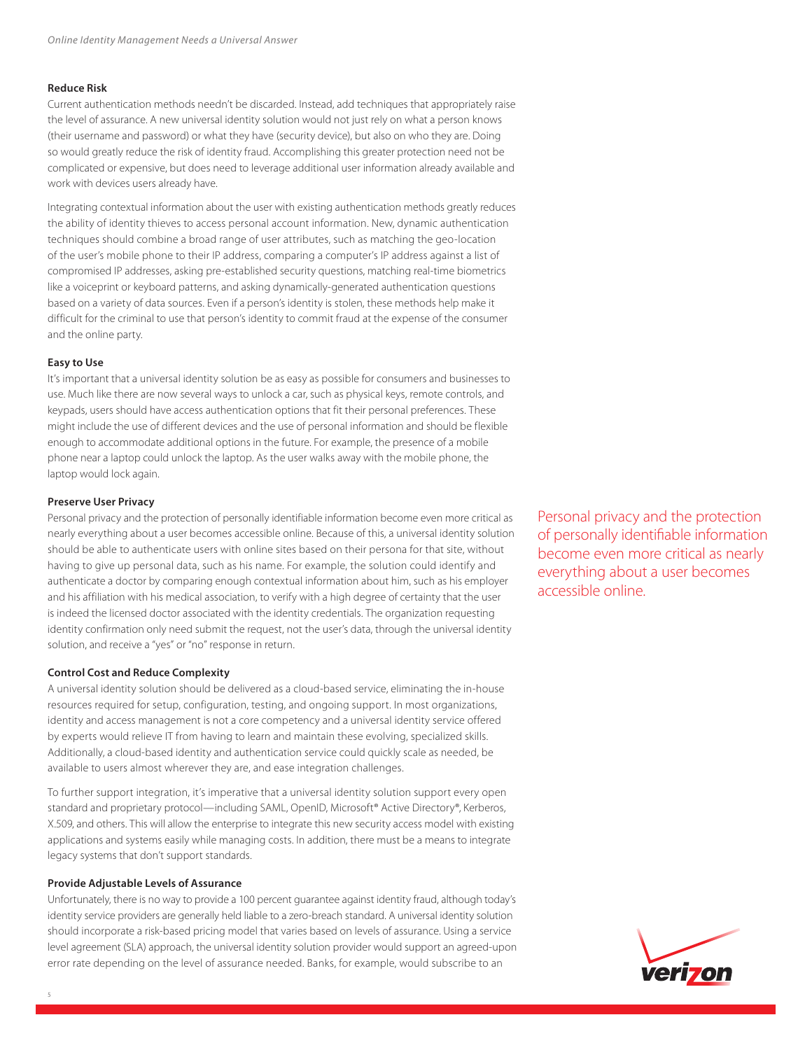### Reduce Risk

Current authentication methods needn't be discarded. Instead, add techniques that appropriately raise the level of assurance. A new universal identity solution would not just rely on what a person knows (their username and password) or what they have (security device), but also on who they are. Doing so would greatly reduce the risk of identity fraud. Accomplishing this greater protection need not be complicated or expensive, but does need to leverage additional user information already available and work with devices users already have.

Integrating contextual information about the user with existing authentication methods greatly reduces the ability of identity thieves to access personal account information. New, dynamic authentication techniques should combine a broad range of user attributes, such as matching the geo-location of the user's mobile phone to their IP address, comparing a computer's IP address against a list of compromised IP addresses, asking pre-established security questions, matching real-time biometrics like a voiceprint or keyboard patterns, and asking dynamically-generated authentication questions based on a variety of data sources. Even if a person's identity is stolen, these methods help make it difficult for the criminal to use that person's identity to commit fraud at the expense of the consumer and the online party.

### Easy to Use

It's important that a universal identity solution be as easy as possible for consumers and businesses to use. Much like there are now several ways to unlock a car, such as physical keys, remote controls, and keypads, users should have access authentication options that fit their personal preferences. These might include the use of different devices and the use of personal information and should be flexible enough to accommodate additional options in the future. For example, the presence of a mobile phone near a laptop could unlock the laptop. As the user walks away with the mobile phone, the laptop would lock again.

### Preserve User Privacy

Personal privacy and the protection of personally identifiable information become even more critical as nearly everything about a user becomes accessible online. Because of this, a universal identity solution should be able to authenticate users with online sites based on their persona for that site, without having to give up personal data, such as his name. For example, the solution could identify and authenticate a doctor by comparing enough contextual information about him, such as his employer and his affiliation with his medical association, to verify with a high degree of certainty that the user is indeed the licensed doctor associated with the identity credentials. The organization requesting identity confirmation only need submit the request, not the user's data, through the universal identity solution, and receive a "yes" or "no" response in return.

> Personal privacy and the protection of personally identifiable information become even more critical as nearly everything about a user becomes accessible online.

### Control Cost and Reduce Complexity

A universal identity solution should be delivered as a cloud-based service, eliminating the in-house resources required for setup, configuration, testing, and ongoing support. In most organizations, identity and access management is not a core competency and a universal identity service offered by experts would relieve IT from having to learn and maintain these evolving, specialized skills. Additionally, a cloud-based identity and authentication service could quickly scale as needed, be available to users almost wherever they are, and ease integration challenges.

To further support integration, it's imperative that a universal identity solution support every open standard and proprietary protocol—including SAML, OpenID, Microsoft® Active Directory®, Kerberos, X.509, and others. This will allow the enterprise to integrate this new security access model with existing applications and systems easily while managing costs. In addition, there must be a means to integrate legacy systems that don't support standards.

### Provide Adjustable Levels of Assurance

Unfortunately, there is no way to provide a 100 percent guarantee against identity fraud, although today's identity service providers are generally held liable to a zero-breach standard. A universal identity solution should incorporate a risk-based pricing model that varies based on levels of assurance. Using a service level agreement (SLA) approach, the universal identity solution provider would support an agreed-upon error rate depending on the level of assurance needed. Banks, for example, would subscribe to an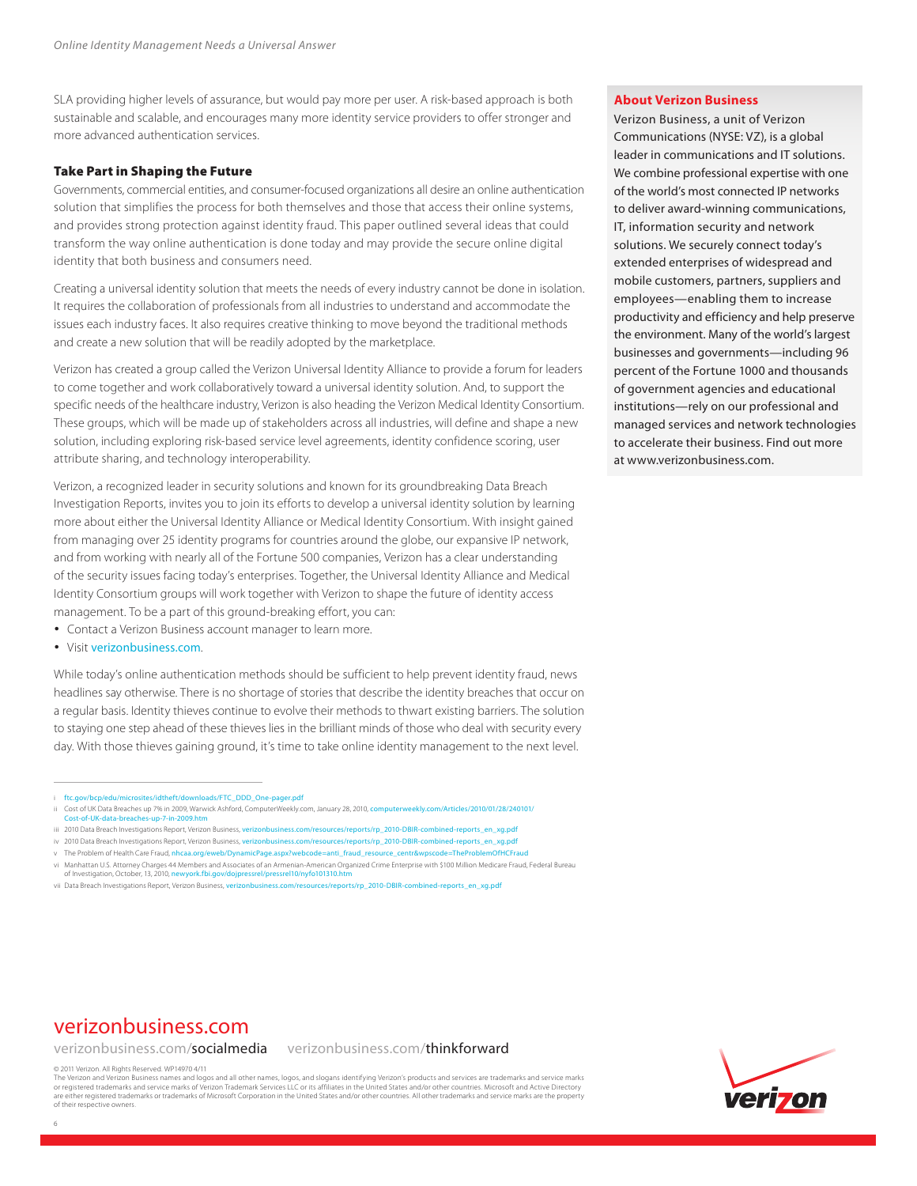SLA providing higher levels of assurance, but would pay more per user. A risk-based approach is both sustainable and scalable, and encourages many more identity service providers to offer stronger and more advanced authentication services.

### Take Part in Shaping the Future

Governments, commercial entities, and consumer-focused organizations all desire an online authentication solution that simplifies the process for both themselves and those that access their online systems, and provides strong protection against identity fraud. This paper outlined several ideas that could transform the way online authentication is done today and may provide the secure online digital identity that both business and consumers need.

Creating a universal identity solution that meets the needs of every industry cannot be done in isolation. It requires the collaboration of professionals from all industries to understand and accommodate the issues each industry faces. It also requires creative thinking to move beyond the traditional methods and create a new solution that will be readily adopted by the marketplace.

Verizon has created a group called the Verizon Universal Identity Alliance to provide a forum for leaders to come together and work collaboratively toward a universal identity solution. And, to support the specific needs of the healthcare industry, Verizon is also heading the Verizon Medical Identity Consortium. These groups, which will be made up of stakeholders across all industries, will define and shape a new solution, including exploring risk-based service level agreements, identity confidence scoring, user attribute sharing, and technology interoperability.

Verizon, a recognized leader in security solutions and known for its groundbreaking Data Breach Investigation Reports, invites you to join its efforts to develop a universal identity solution by learning more about either the Universal Identity Alliance or Medical Identity Consortium. With insight gained from managing over 25 identity programs for countries around the globe, our expansive IP network, and from working with nearly all of the Fortune 500 companies, Verizon has a clear understanding of the security issues facing today's enterprises. Together, the Universal Identity Alliance and Medical Identity Consortium groups will work together with Verizon to shape the future of identity access management. To be a part of this ground-breaking effort, you can:

- Contact a Verizon Business account manager to learn more.
- Visit verizonbusiness.com.

While today's online authentication methods should be sufficient to help prevent identity fraud, news headlines say otherwise. There is no shortage of stories that describe the identity breaches that occur on a regular basis. Identity thieves continue to evolve their methods to thwart existing barriers. The solution to staying one step ahead of these thieves lies in the brilliant minds of those who deal with security every day. With those thieves gaining ground, it's time to take online identity management to the next level.

### About Verizon Business

Verizon Business, a unit of Verizon Communications (NYSE: VZ), is a global leader in communications and IT solutions. We combine professional expertise with one of the world's most connected IP networks to deliver award-winning communications, IT, information security and network solutions. We securely connect today's extended enterprises of widespread and mobile customers, partners, suppliers and employees—enabling them to increase productivity and efficiency and help preserve the environment. Many of the world's largest businesses and governments—including 96 percent of the Fortune 1000 and thousands of government agencies and educational institutions—rely on our professional and managed services and network technologies to accelerate their business. Find out more at www.verizonbusiness.com.

---

i ftc.gov/bcp/edu/microsites/idtheft/downloads/FTC_DDD_One-pager.pdf

ii Cost of UK Data Breaches up 7% in 2009, Warwick Ashford, ComputerWeekly.com, January 28, 2010, computerweekly.com/Articles/2010/01/28/240101/Cost-of-UK-data-breaches-up-7-in-2009.htm

iii 2010 Data Breach Investigations Report, Verizon Business, verizonbusiness.com/resources/reports/rp_2010-DBIR-combined-reports_en_xg.pdf

iv 2010 Data Breach Investigations Report, Verizon Business, verizonbusiness.com/resources/reports/rp_2010-DBIR-combined-reports_en_xg.pdf

v The Problem of Health Care Fraud, nhcaa.org/eweb/DynamicPage.aspx?webcode=anti_fraud_resource_centr&wpscode=TheProblemOfHCFraud

vi Manhattan U.S. Attorney Charges 44 Members and Associates of an Armenian-American Organized Crime Enterprise with $100 Million Medicare Fraud, Federal Bureau of Investigation, October, 13, 2010, newyork.fbi.gov/dojpressrel/pressrel10/nyfo101310.htm

vii Data Breach Investigations Report, Verizon Business, verizonbusiness.com/resources/reports/rp_2010-DBIR-combined-reports_en_xg.pdf

verizonbusiness.com

verizonbusiness.com/socialmedia verizonbusiness.com/thinkforward

© 2011 Verizon. All Rights Reserved. WP14970 4/11
The Verizon and Verizon Business names and logos and all other names, logos, and slogans identifying Verizon's products and services are trademarks and service marks or registered trademarks and service marks of Verizon Trademark Services LLC or its affiliates in the United States and/or other countries. Microsoft and Active Directory are either registered trademarks or trademarks of Microsoft Corporation in the United States and/or other countries. All other trademarks and service marks are the property of their respective owners.